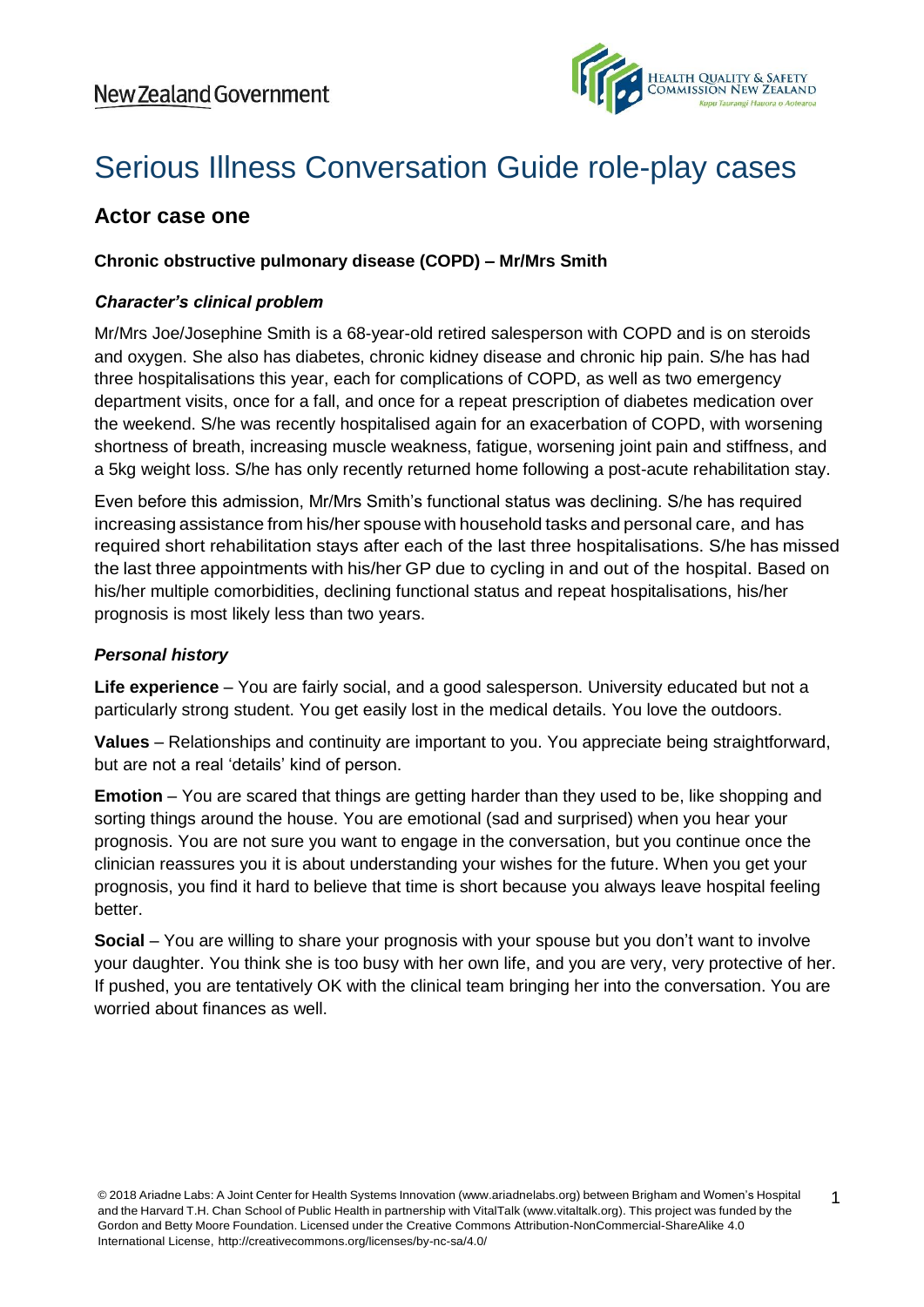New Zealand Government

HEALTH QUALITY & SAFETY COMMISSION NEW ZEALAND
Kupu Taurangi Hauora o Aotearoa

# Serious Illness Conversation Guide role-play cases

## Actor case one

**Chronic obstructive pulmonary disease (COPD) – Mr/Mrs Smith**

### *Character's clinical problem*

Mr/Mrs Joe/Josephine Smith is a 68-year-old retired salesperson with COPD and is on steroids and oxygen. She also has diabetes, chronic kidney disease and chronic hip pain. S/he has had three hospitalisations this year, each for complications of COPD, as well as two emergency department visits, once for a fall, and once for a repeat prescription of diabetes medication over the weekend. S/he was recently hospitalised again for an exacerbation of COPD, with worsening shortness of breath, increasing muscle weakness, fatigue, worsening joint pain and stiffness, and a 5kg weight loss. S/he has only recently returned home following a post-acute rehabilitation stay.

Even before this admission, Mr/Mrs Smith's functional status was declining. S/he has required increasing assistance from his/her spouse with household tasks and personal care, and has required short rehabilitation stays after each of the last three hospitalisations. S/he has missed the last three appointments with his/her GP due to cycling in and out of the hospital. Based on his/her multiple comorbidities, declining functional status and repeat hospitalisations, his/her prognosis is most likely less than two years.

### *Personal history*

**Life experience** – You are fairly social, and a good salesperson. University educated but not a particularly strong student. You get easily lost in the medical details. You love the outdoors.

**Values** – Relationships and continuity are important to you. You appreciate being straightforward, but are not a real 'details' kind of person.

**Emotion** – You are scared that things are getting harder than they used to be, like shopping and sorting things around the house. You are emotional (sad and surprised) when you hear your prognosis. You are not sure you want to engage in the conversation, but you continue once the clinician reassures you it is about understanding your wishes for the future. When you get your prognosis, you find it hard to believe that time is short because you always leave hospital feeling better.

**Social** – You are willing to share your prognosis with your spouse but you don't want to involve your daughter. You think she is too busy with her own life, and you are very, very protective of her. If pushed, you are tentatively OK with the clinical team bringing her into the conversation. You are worried about finances as well.

© 2018 Ariadne Labs: A Joint Center for Health Systems Innovation (www.ariadnelabs.org) between Brigham and Women's Hospital and the Harvard T.H. Chan School of Public Health in partnership with VitalTalk (www.vitaltalk.org). This project was funded by the Gordon and Betty Moore Foundation. Licensed under the Creative Commons Attribution-NonCommercial-ShareAlike 4.0 International License, http://creativecommons.org/licenses/by-nc-sa/4.0/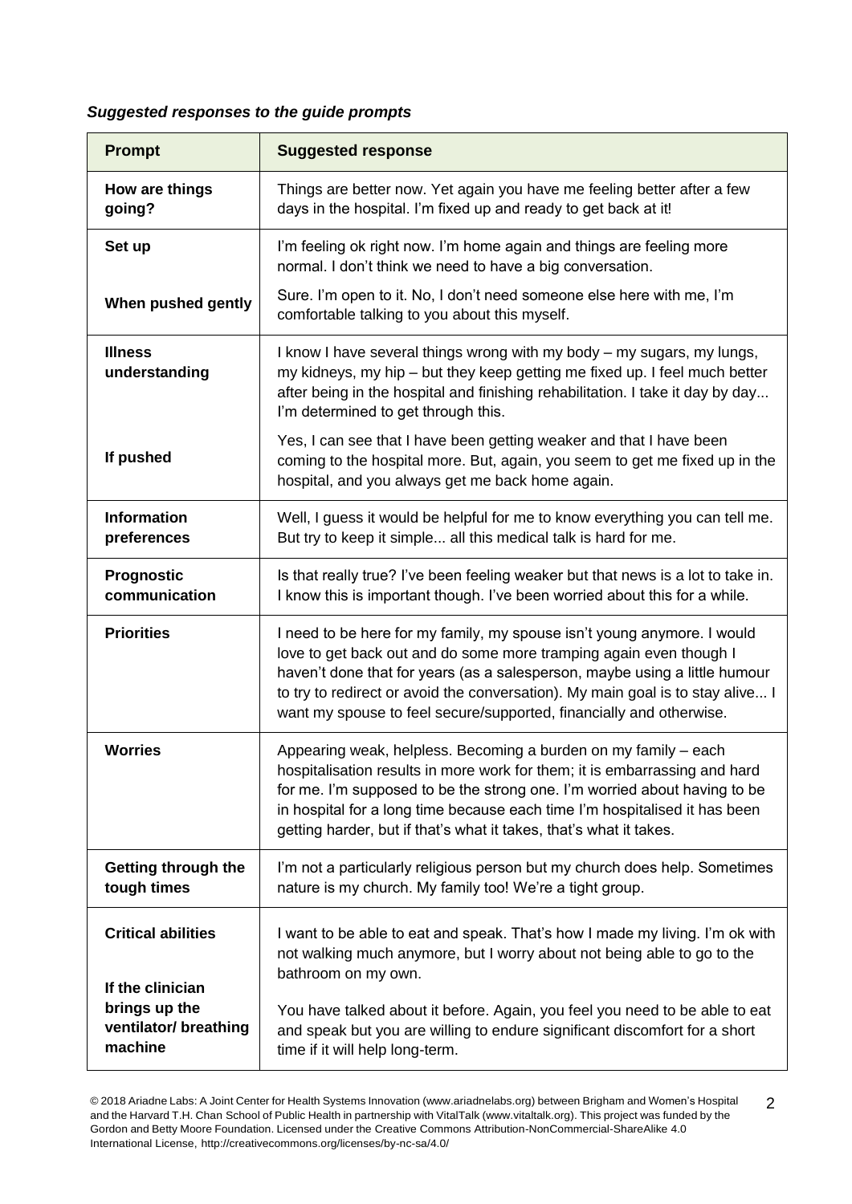***Suggested responses to the guide prompts***

| Prompt | Suggested response |
|---|---|
| **How are things going?** | Things are better now. Yet again you have me feeling better after a few days in the hospital. I'm fixed up and ready to get back at it! |
| **Set up** | I'm feeling ok right now. I'm home again and things are feeling more normal. I don't think we need to have a big conversation. |
| **When pushed gently** | Sure. I'm open to it. No, I don't need someone else here with me, I'm comfortable talking to you about this myself. |
| **Illness understanding** | I know I have several things wrong with my body – my sugars, my lungs, my kidneys, my hip – but they keep getting me fixed up. I feel much better after being in the hospital and finishing rehabilitation. I take it day by day... I'm determined to get through this. |
| **If pushed** | Yes, I can see that I have been getting weaker and that I have been coming to the hospital more. But, again, you seem to get me fixed up in the hospital, and you always get me back home again. |
| **Information preferences** | Well, I guess it would be helpful for me to know everything you can tell me. But try to keep it simple... all this medical talk is hard for me. |
| **Prognostic communication** | Is that really true? I've been feeling weaker but that news is a lot to take in. I know this is important though. I've been worried about this for a while. |
| **Priorities** | I need to be here for my family, my spouse isn't young anymore. I would love to get back out and do some more tramping again even though I haven't done that for years (as a salesperson, maybe using a little humour to try to redirect or avoid the conversation). My main goal is to stay alive... I want my spouse to feel secure/supported, financially and otherwise. |
| **Worries** | Appearing weak, helpless. Becoming a burden on my family – each hospitalisation results in more work for them; it is embarrassing and hard for me. I'm supposed to be the strong one. I'm worried about having to be in hospital for a long time because each time I'm hospitalised it has been getting harder, but if that's what it takes, that's what it takes. |
| **Getting through the tough times** | I'm not a particularly religious person but my church does help. Sometimes nature is my church. My family too! We're a tight group. |
| **Critical abilities** | I want to be able to eat and speak. That's how I made my living. I'm ok with not walking much anymore, but I worry about not being able to go to the bathroom on my own. |
| **If the clinician brings up the ventilator/ breathing machine** | You have talked about it before. Again, you feel you need to be able to eat and speak but you are willing to endure significant discomfort for a short time if it will help long-term. |

© 2018 Ariadne Labs: A Joint Center for Health Systems Innovation (www.ariadnelabs.org) between Brigham and Women's Hospital and the Harvard T.H. Chan School of Public Health in partnership with VitalTalk (www.vitaltalk.org). This project was funded by the Gordon and Betty Moore Foundation. Licensed under the Creative Commons Attribution-NonCommercial-ShareAlike 4.0 International License, http://creativecommons.org/licenses/by-nc-sa/4.0/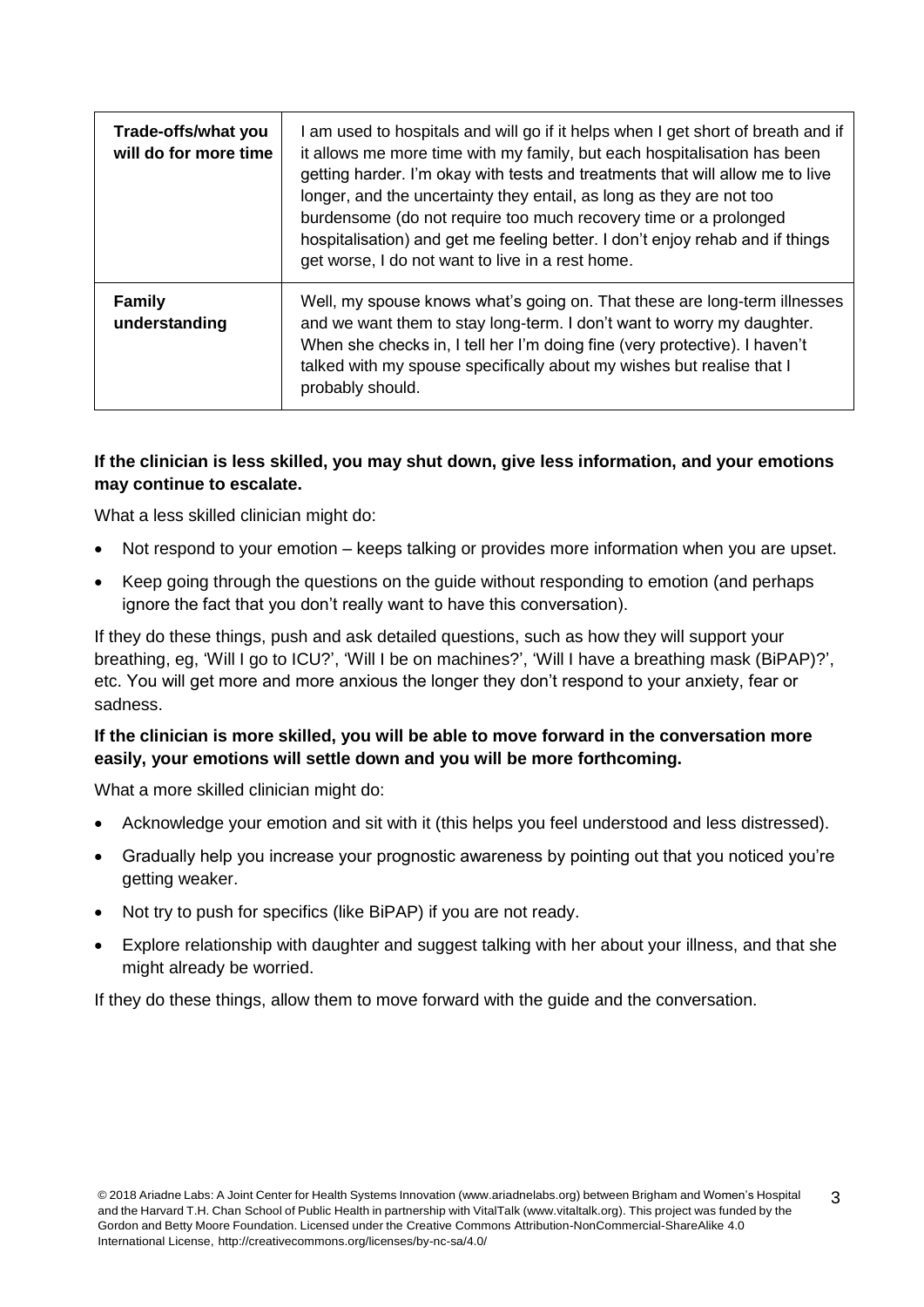| Trade-offs/what you will do for more time | I am used to hospitals and will go if it helps when I get short of breath and if it allows me more time with my family, but each hospitalisation has been getting harder. I'm okay with tests and treatments that will allow me to live longer, and the uncertainty they entail, as long as they are not too burdensome (do not require too much recovery time or a prolonged hospitalisation) and get me feeling better. I don't enjoy rehab and if things get worse, I do not want to live in a rest home. |
|---|---|
| Family understanding | Well, my spouse knows what's going on. That these are long-term illnesses and we want them to stay long-term. I don't want to worry my daughter. When she checks in, I tell her I'm doing fine (very protective). I haven't talked with my spouse specifically about my wishes but realise that I probably should. |

**If the clinician is less skilled, you may shut down, give less information, and your emotions may continue to escalate.**

What a less skilled clinician might do:

- Not respond to your emotion – keeps talking or provides more information when you are upset.
- Keep going through the questions on the guide without responding to emotion (and perhaps ignore the fact that you don't really want to have this conversation).

If they do these things, push and ask detailed questions, such as how they will support your breathing, eg, 'Will I go to ICU?', 'Will I be on machines?', 'Will I have a breathing mask (BiPAP)?', etc. You will get more and more anxious the longer they don't respond to your anxiety, fear or sadness.

**If the clinician is more skilled, you will be able to move forward in the conversation more easily, your emotions will settle down and you will be more forthcoming.**

What a more skilled clinician might do:

- Acknowledge your emotion and sit with it (this helps you feel understood and less distressed).
- Gradually help you increase your prognostic awareness by pointing out that you noticed you're getting weaker.
- Not try to push for specifics (like BiPAP) if you are not ready.
- Explore relationship with daughter and suggest talking with her about your illness, and that she might already be worried.

If they do these things, allow them to move forward with the guide and the conversation.

© 2018 Ariadne Labs: A Joint Center for Health Systems Innovation (www.ariadnelabs.org) between Brigham and Women's Hospital and the Harvard T.H. Chan School of Public Health in partnership with VitalTalk (www.vitaltalk.org). This project was funded by the Gordon and Betty Moore Foundation. Licensed under the Creative Commons Attribution-NonCommercial-ShareAlike 4.0 International License, http://creativecommons.org/licenses/by-nc-sa/4.0/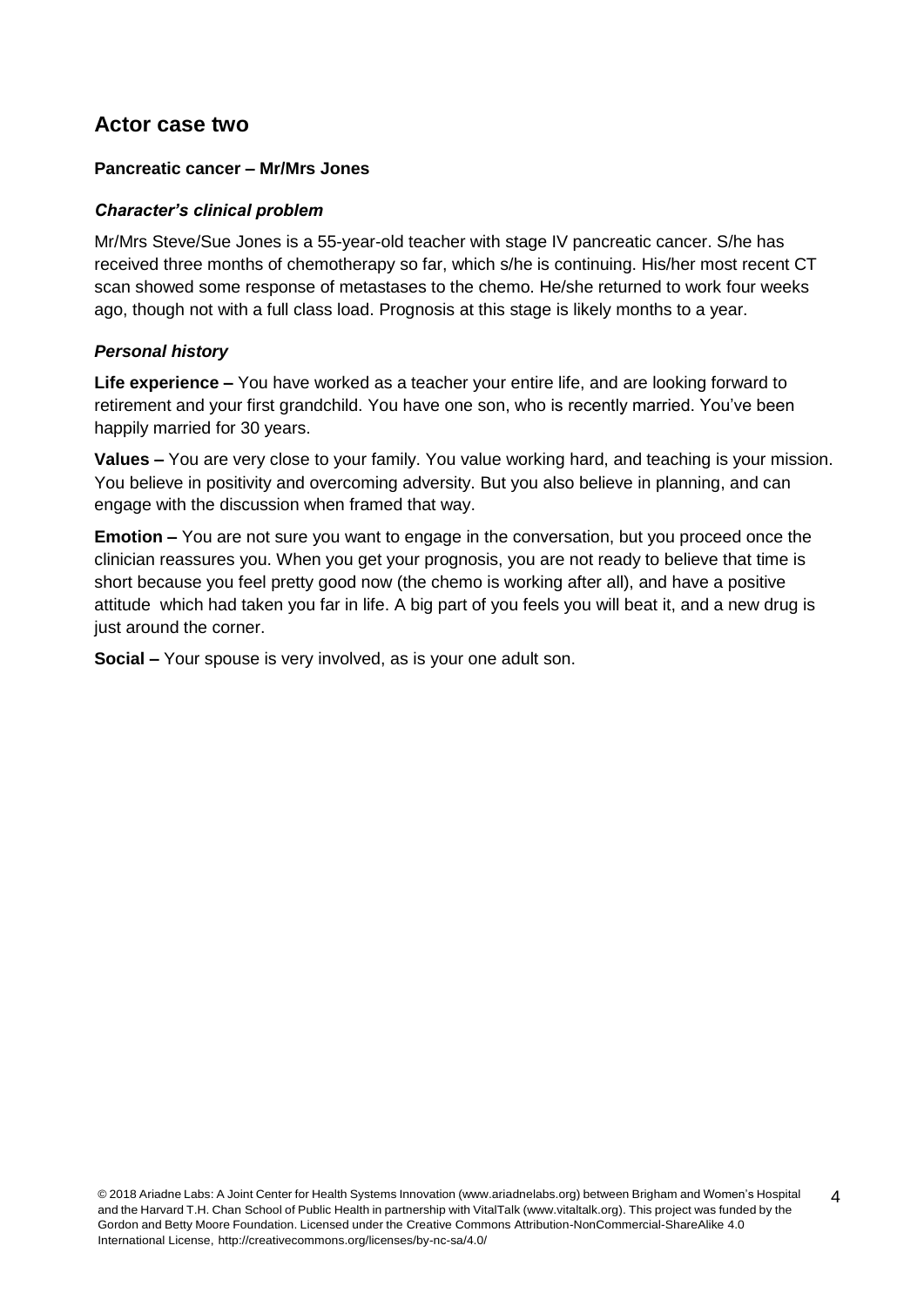## Actor case two

**Pancreatic cancer – Mr/Mrs Jones**

### *Character's clinical problem*

Mr/Mrs Steve/Sue Jones is a 55-year-old teacher with stage IV pancreatic cancer. S/he has received three months of chemotherapy so far, which s/he is continuing. His/her most recent CT scan showed some response of metastases to the chemo. He/she returned to work four weeks ago, though not with a full class load. Prognosis at this stage is likely months to a year.

### *Personal history*

**Life experience –** You have worked as a teacher your entire life, and are looking forward to retirement and your first grandchild. You have one son, who is recently married. You've been happily married for 30 years.

**Values –** You are very close to your family. You value working hard, and teaching is your mission. You believe in positivity and overcoming adversity. But you also believe in planning, and can engage with the discussion when framed that way.

**Emotion –** You are not sure you want to engage in the conversation, but you proceed once the clinician reassures you. When you get your prognosis, you are not ready to believe that time is short because you feel pretty good now (the chemo is working after all), and have a positive attitude which had taken you far in life. A big part of you feels you will beat it, and a new drug is just around the corner.

**Social –** Your spouse is very involved, as is your one adult son.

© 2018 Ariadne Labs: A Joint Center for Health Systems Innovation (www.ariadnelabs.org) between Brigham and Women's Hospital and the Harvard T.H. Chan School of Public Health in partnership with VitalTalk (www.vitaltalk.org). This project was funded by the Gordon and Betty Moore Foundation. Licensed under the Creative Commons Attribution-NonCommercial-ShareAlike 4.0 International License, http://creativecommons.org/licenses/by-nc-sa/4.0/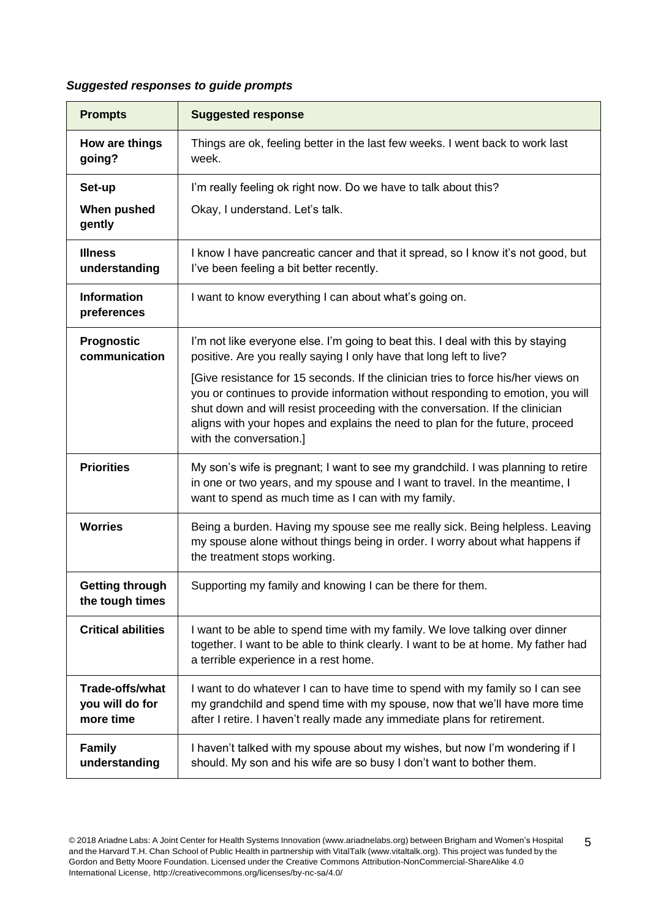***Suggested responses to guide prompts***

| Prompts | Suggested response |
|---|---|
| **How are things going?** | Things are ok, feeling better in the last few weeks. I went back to work last week. |
| **Set-up**<br>**When pushed gently** | I'm really feeling ok right now. Do we have to talk about this?<br>Okay, I understand. Let's talk. |
| **Illness understanding** | I know I have pancreatic cancer and that it spread, so I know it's not good, but I've been feeling a bit better recently. |
| **Information preferences** | I want to know everything I can about what's going on. |
| **Prognostic communication** | I'm not like everyone else. I'm going to beat this. I deal with this by staying positive. Are you really saying I only have that long left to live?<br>[Give resistance for 15 seconds. If the clinician tries to force his/her views on you or continues to provide information without responding to emotion, you will shut down and will resist proceeding with the conversation. If the clinician aligns with your hopes and explains the need to plan for the future, proceed with the conversation.] |
| **Priorities** | My son's wife is pregnant; I want to see my grandchild. I was planning to retire in one or two years, and my spouse and I want to travel. In the meantime, I want to spend as much time as I can with my family. |
| **Worries** | Being a burden. Having my spouse see me really sick. Being helpless. Leaving my spouse alone without things being in order. I worry about what happens if the treatment stops working. |
| **Getting through the tough times** | Supporting my family and knowing I can be there for them. |
| **Critical abilities** | I want to be able to spend time with my family. We love talking over dinner together. I want to be able to think clearly. I want to be at home. My father had a terrible experience in a rest home. |
| **Trade-offs/what you will do for more time** | I want to do whatever I can to have time to spend with my family so I can see my grandchild and spend time with my spouse, now that we'll have more time after I retire. I haven't really made any immediate plans for retirement. |
| **Family understanding** | I haven't talked with my spouse about my wishes, but now I'm wondering if I should. My son and his wife are so busy I don't want to bother them. |

© 2018 Ariadne Labs: A Joint Center for Health Systems Innovation (www.ariadnelabs.org) between Brigham and Women's Hospital and the Harvard T.H. Chan School of Public Health in partnership with VitalTalk (www.vitaltalk.org). This project was funded by the Gordon and Betty Moore Foundation. Licensed under the Creative Commons Attribution-NonCommercial-ShareAlike 4.0 International License, http://creativecommons.org/licenses/by-nc-sa/4.0/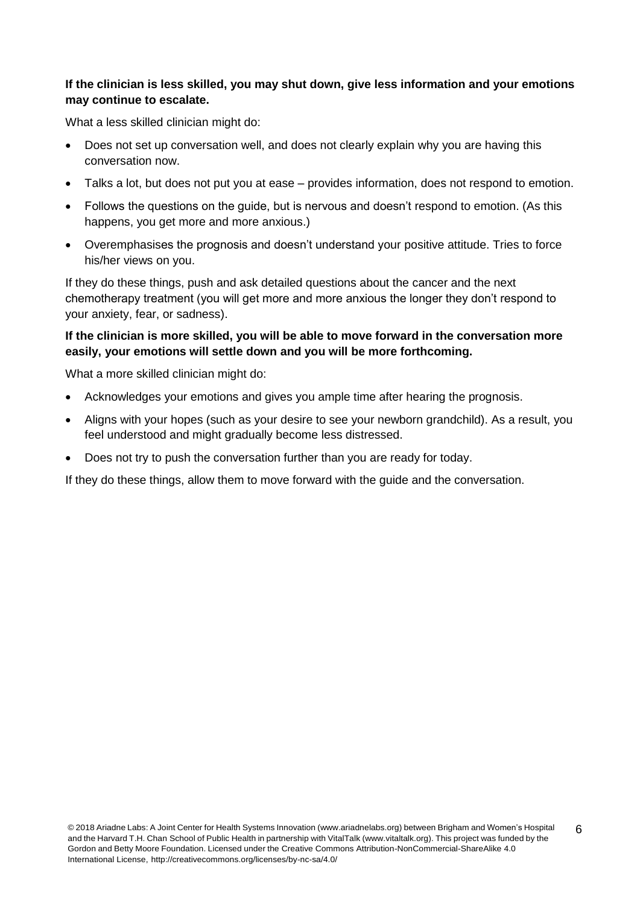**If the clinician is less skilled, you may shut down, give less information and your emotions may continue to escalate.**

What a less skilled clinician might do:

- Does not set up conversation well, and does not clearly explain why you are having this conversation now.
- Talks a lot, but does not put you at ease – provides information, does not respond to emotion.
- Follows the questions on the guide, but is nervous and doesn't respond to emotion. (As this happens, you get more and more anxious.)
- Overemphasises the prognosis and doesn't understand your positive attitude. Tries to force his/her views on you.

If they do these things, push and ask detailed questions about the cancer and the next chemotherapy treatment (you will get more and more anxious the longer they don't respond to your anxiety, fear, or sadness).

**If the clinician is more skilled, you will be able to move forward in the conversation more easily, your emotions will settle down and you will be more forthcoming.**

What a more skilled clinician might do:

- Acknowledges your emotions and gives you ample time after hearing the prognosis.
- Aligns with your hopes (such as your desire to see your newborn grandchild). As a result, you feel understood and might gradually become less distressed.
- Does not try to push the conversation further than you are ready for today.

If they do these things, allow them to move forward with the guide and the conversation.

© 2018 Ariadne Labs: A Joint Center for Health Systems Innovation (www.ariadnelabs.org) between Brigham and Women's Hospital and the Harvard T.H. Chan School of Public Health in partnership with VitalTalk (www.vitaltalk.org). This project was funded by the Gordon and Betty Moore Foundation. Licensed under the Creative Commons Attribution-NonCommercial-ShareAlike 4.0 International License, http://creativecommons.org/licenses/by-nc-sa/4.0/